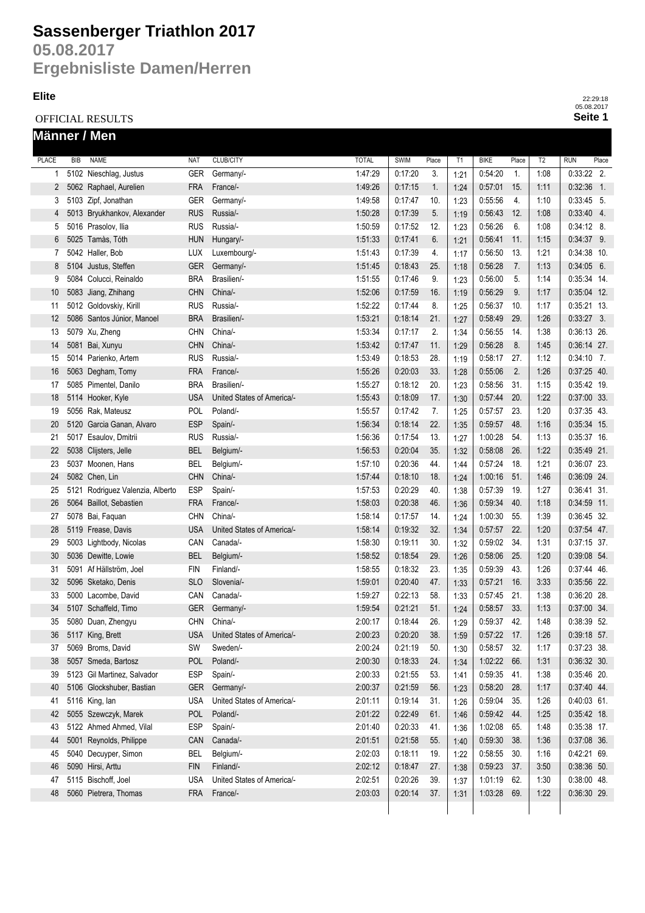# Sassenberger Triathlon 2017

## 05.08.2017

## Ergebnisliste Damen/Herren

**Elite**

OFFICIAL RESULTS

22:29:18
05.08.2017
**Seite 1**

## Männer / Men

| PLACE | BIB | NAME | NAT | CLUB/CITY | TOTAL | SWIM | Place | T1 | BIKE | Place | T2 | RUN | Place |
|---|---|---|---|---|---|---|---|---|---|---|---|---|---|
| 1 | 5102 | Nieschlag, Justus | GER | Germany/- | 1:47:29 | 0:17:20 | 3. | 1:21 | 0:54:20 | 1. | 1:08 | 0:33:22 | 2. |
| 2 | 5062 | Raphael, Aurelien | FRA | France/- | 1:49:26 | 0:17:15 | 1. | 1:24 | 0:57:01 | 15. | 1:11 | 0:32:36 | 1. |
| 3 | 5103 | Zipf, Jonathan | GER | Germany/- | 1:49:58 | 0:17:47 | 10. | 1:23 | 0:55:56 | 4. | 1:10 | 0:33:45 | 5. |
| 4 | 5013 | Bryukhankov, Alexander | RUS | Russia/- | 1:50:28 | 0:17:39 | 5. | 1:19 | 0:56:43 | 12. | 1:08 | 0:33:40 | 4. |
| 5 | 5016 | Prasolov, Ilia | RUS | Russia/- | 1:50:59 | 0:17:52 | 12. | 1:23 | 0:56:26 | 6. | 1:08 | 0:34:12 | 8. |
| 6 | 5025 | Tamàs, Tóth | HUN | Hungary/- | 1:51:33 | 0:17:41 | 6. | 1:21 | 0:56:41 | 11. | 1:15 | 0:34:37 | 9. |
| 7 | 5042 | Haller, Bob | LUX | Luxembourg/- | 1:51:43 | 0:17:39 | 4. | 1:17 | 0:56:50 | 13. | 1:21 | 0:34:38 | 10. |
| 8 | 5104 | Justus, Steffen | GER | Germany/- | 1:51:45 | 0:18:43 | 25. | 1:18 | 0:56:28 | 7. | 1:13 | 0:34:05 | 6. |
| 9 | 5084 | Colucci, Reinaldo | BRA | Brasilien/- | 1:51:55 | 0:17:46 | 9. | 1:23 | 0:56:00 | 5. | 1:14 | 0:35:34 | 14. |
| 10 | 5083 | Jiang, Zhihang | CHN | China/- | 1:52:06 | 0:17:59 | 16. | 1:19 | 0:56:29 | 9. | 1:17 | 0:35:04 | 12. |
| 11 | 5012 | Goldovskiy, Kirill | RUS | Russia/- | 1:52:22 | 0:17:44 | 8. | 1:25 | 0:56:37 | 10. | 1:17 | 0:35:21 | 13. |
| 12 | 5086 | Santos Júnior, Manoel | BRA | Brasilien/- | 1:53:21 | 0:18:14 | 21. | 1:27 | 0:58:49 | 29. | 1:26 | 0:33:27 | 3. |
| 13 | 5079 | Xu, Zheng | CHN | China/- | 1:53:34 | 0:17:17 | 2. | 1:34 | 0:56:55 | 14. | 1:38 | 0:36:13 | 26. |
| 14 | 5081 | Bai, Xunyu | CHN | China/- | 1:53:42 | 0:17:47 | 11. | 1:29 | 0:56:28 | 8. | 1:45 | 0:36:14 | 27. |
| 15 | 5014 | Parienko, Artem | RUS | Russia/- | 1:53:49 | 0:18:53 | 28. | 1:19 | 0:58:17 | 27. | 1:12 | 0:34:10 | 7. |
| 16 | 5063 | Degham, Tomy | FRA | France/- | 1:55:26 | 0:20:03 | 33. | 1:28 | 0:55:06 | 2. | 1:26 | 0:37:25 | 40. |
| 17 | 5085 | Pimentel, Danilo | BRA | Brasilien/- | 1:55:27 | 0:18:12 | 20. | 1:23 | 0:58:56 | 31. | 1:15 | 0:35:42 | 19. |
| 18 | 5114 | Hooker, Kyle | USA | United States of America/- | 1:55:43 | 0:18:09 | 17. | 1:30 | 0:57:44 | 20. | 1:22 | 0:37:00 | 33. |
| 19 | 5056 | Rak, Mateusz | POL | Poland/- | 1:55:57 | 0:17:42 | 7. | 1:25 | 0:57:57 | 23. | 1:20 | 0:37:35 | 43. |
| 20 | 5120 | Garcia Ganan, Alvaro | ESP | Spain/- | 1:56:34 | 0:18:14 | 22. | 1:35 | 0:59:57 | 48. | 1:16 | 0:35:34 | 15. |
| 21 | 5017 | Esaulov, Dmitrii | RUS | Russia/- | 1:56:36 | 0:17:54 | 13. | 1:27 | 1:00:28 | 54. | 1:13 | 0:35:37 | 16. |
| 22 | 5038 | Clijsters, Jelle | BEL | Belgium/- | 1:56:53 | 0:20:04 | 35. | 1:32 | 0:58:08 | 26. | 1:22 | 0:35:49 | 21. |
| 23 | 5037 | Moonen, Hans | BEL | Belgium/- | 1:57:10 | 0:20:36 | 44. | 1:44 | 0:57:24 | 18. | 1:21 | 0:36:07 | 23. |
| 24 | 5082 | Chen, Lin | CHN | China/- | 1:57:44 | 0:18:10 | 18. | 1:24 | 1:00:16 | 51. | 1:46 | 0:36:09 | 24. |
| 25 | 5121 | Rodriguez Valenzia, Alberto | ESP | Spain/- | 1:57:53 | 0:20:29 | 40. | 1:38 | 0:57:39 | 19. | 1:27 | 0:36:41 | 31. |
| 26 | 5064 | Baillot, Sebastien | FRA | France/- | 1:58:03 | 0:20:38 | 46. | 1:36 | 0:59:34 | 40. | 1:18 | 0:34:59 | 11. |
| 27 | 5078 | Bai, Faquan | CHN | China/- | 1:58:14 | 0:17:57 | 14. | 1:24 | 1:00:30 | 55. | 1:39 | 0:36:45 | 32. |
| 28 | 5119 | Frease, Davis | USA | United States of America/- | 1:58:14 | 0:19:32 | 32. | 1:34 | 0:57:57 | 22. | 1:20 | 0:37:54 | 47. |
| 29 | 5003 | Lightbody, Nicolas | CAN | Canada/- | 1:58:30 | 0:19:11 | 30. | 1:32 | 0:59:02 | 34. | 1:31 | 0:37:15 | 37. |
| 30 | 5036 | Dewitte, Lowie | BEL | Belgium/- | 1:58:52 | 0:18:54 | 29. | 1:26 | 0:58:06 | 25. | 1:20 | 0:39:08 | 54. |
| 31 | 5091 | Af Hällström, Joel | FIN | Finland/- | 1:58:55 | 0:18:32 | 23. | 1:35 | 0:59:39 | 43. | 1:26 | 0:37:44 | 46. |
| 32 | 5096 | Sketako, Denis | SLO | Slovenia/- | 1:59:01 | 0:20:40 | 47. | 1:33 | 0:57:21 | 16. | 3:33 | 0:35:56 | 22. |
| 33 | 5000 | Lacombe, David | CAN | Canada/- | 1:59:27 | 0:22:13 | 58. | 1:33 | 0:57:45 | 21. | 1:38 | 0:36:20 | 28. |
| 34 | 5107 | Schaffeld, Timo | GER | Germany/- | 1:59:54 | 0:21:21 | 51. | 1:24 | 0:58:57 | 33. | 1:13 | 0:37:00 | 34. |
| 35 | 5080 | Duan, Zhengyu | CHN | China/- | 2:00:17 | 0:18:44 | 26. | 1:29 | 0:59:37 | 42. | 1:48 | 0:38:39 | 52. |
| 36 | 5117 | King, Brett | USA | United States of America/- | 2:00:23 | 0:20:20 | 38. | 1:59 | 0:57:22 | 17. | 1:26 | 0:39:18 | 57. |
| 37 | 5069 | Broms, David | SW | Sweden/- | 2:00:24 | 0:21:19 | 50. | 1:30 | 0:58:57 | 32. | 1:17 | 0:37:23 | 38. |
| 38 | 5057 | Smeda, Bartosz | POL | Poland/- | 2:00:30 | 0:18:33 | 24. | 1:34 | 1:02:22 | 66. | 1:31 | 0:36:32 | 30. |
| 39 | 5123 | Gil Martinez, Salvador | ESP | Spain/- | 2:00:33 | 0:21:55 | 53. | 1:41 | 0:59:35 | 41. | 1:38 | 0:35:46 | 20. |
| 40 | 5106 | Glockshuber, Bastian | GER | Germany/- | 2:00:37 | 0:21:59 | 56. | 1:23 | 0:58:20 | 28. | 1:17 | 0:37:40 | 44. |
| 41 | 5116 | King, Ian | USA | United States of America/- | 2:01:11 | 0:19:14 | 31. | 1:26 | 0:59:04 | 35. | 1:26 | 0:40:03 | 61. |
| 42 | 5055 | Szewczyk, Marek | POL | Poland/- | 2:01:22 | 0:22:49 | 61. | 1:46 | 0:59:42 | 44. | 1:25 | 0:35:42 | 18. |
| 43 | 5122 | Ahmed Ahmed, Vilal | ESP | Spain/- | 2:01:40 | 0:20:33 | 41. | 1:36 | 1:02:08 | 65. | 1:48 | 0:35:38 | 17. |
| 44 | 5001 | Reynolds, Philippe | CAN | Canada/- | 2:01:51 | 0:21:58 | 55. | 1:40 | 0:59:30 | 38. | 1:36 | 0:37:08 | 36. |
| 45 | 5040 | Decuyper, Simon | BEL | Belgium/- | 2:02:03 | 0:18:11 | 19. | 1:22 | 0:58:55 | 30. | 1:16 | 0:42:21 | 69. |
| 46 | 5090 | Hirsi, Arttu | FIN | Finland/- | 2:02:12 | 0:18:47 | 27. | 1:38 | 0:59:23 | 37. | 3:50 | 0:38:36 | 50. |
| 47 | 5115 | Bischoff, Joel | USA | United States of America/- | 2:02:51 | 0:20:26 | 39. | 1:37 | 1:01:19 | 62. | 1:30 | 0:38:00 | 48. |
| 48 | 5060 | Pietrera, Thomas | FRA | France/- | 2:03:03 | 0:20:14 | 37. | 1:31 | 1:03:28 | 69. | 1:22 | 0:36:30 | 29. |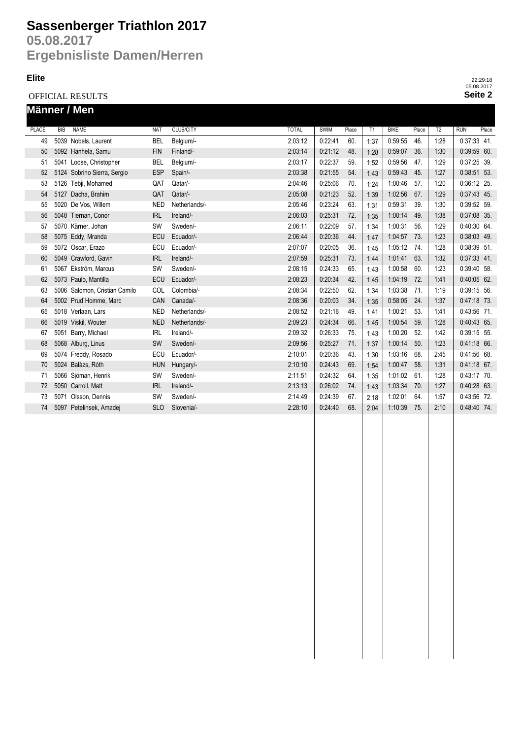# Sassenberger Triathlon 2017

## 05.08.2017

## Ergebnisliste Damen/Herren

**Elite**

22:29:18
05.08.2017

OFFICIAL RESULTS

## Männer / Men

| PLACE | BIB | NAME | NAT | CLUB/CITY | TOTAL | SWIM | Place | T1 | BIKE | Place | T2 | RUN | Place |
|---|---|---|---|---|---|---|---|---|---|---|---|---|---|
| 49 | 5039 | Nobels, Laurent | BEL | Belgium/- | 2:03:12 | 0:22:41 | 60. | 1:37 | 0:59:55 | 46. | 1:28 | 0:37:33 | 41. |
| 50 | 5092 | Hanhela, Samu | FIN | Finland/- | 2:03:14 | 0:21:12 | 48. | 1:28 | 0:59:07 | 36. | 1:30 | 0:39:59 | 60. |
| 51 | 5041 | Loose, Christopher | BEL | Belgium/- | 2:03:17 | 0:22:37 | 59. | 1:52 | 0:59:56 | 47. | 1:29 | 0:37:25 | 39. |
| 52 | 5124 | Sobrino Sierra, Sergio | ESP | Spain/- | 2:03:38 | 0:21:55 | 54. | 1:43 | 0:59:43 | 45. | 1:27 | 0:38:51 | 53. |
| 53 | 5126 | Tebji, Mohamed | QAT | Qatar/- | 2:04:46 | 0:25:06 | 70. | 1:24 | 1:00:46 | 57. | 1:20 | 0:36:12 | 25. |
| 54 | 5127 | Dacha, Brahim | QAT | Qatar/- | 2:05:08 | 0:21:23 | 52. | 1:39 | 1:02:56 | 67. | 1:29 | 0:37:43 | 45. |
| 55 | 5020 | De Vos, Willem | NED | Netherlands/- | 2:05:46 | 0:23:24 | 63. | 1:31 | 0:59:31 | 39. | 1:30 | 0:39:52 | 59. |
| 56 | 5048 | Tiernan, Conor | IRL | Ireland/- | 2:06:03 | 0:25:31 | 72. | 1:35 | 1:00:14 | 49. | 1:38 | 0:37:08 | 35. |
| 57 | 5070 | Kärner, Johan | SW | Sweden/- | 2:06:11 | 0:22:09 | 57. | 1:34 | 1:00:31 | 56. | 1:29 | 0:40:30 | 64. |
| 58 | 5075 | Eddy, Mranda | ECU | Ecuador/- | 2:06:44 | 0:20:36 | 44. | 1:47 | 1:04:57 | 73. | 1:23 | 0:38:03 | 49. |
| 59 | 5072 | Oscar, Erazo | ECU | Ecuador/- | 2:07:07 | 0:20:05 | 36. | 1:45 | 1:05:12 | 74. | 1:28 | 0:38:39 | 51. |
| 60 | 5049 | Crawford, Gavin | IRL | Ireland/- | 2:07:59 | 0:25:31 | 73. | 1:44 | 1:01:41 | 63. | 1:32 | 0:37:33 | 41. |
| 61 | 5067 | Ekström, Marcus | SW | Sweden/- | 2:08:15 | 0:24:33 | 65. | 1:43 | 1:00:58 | 60. | 1:23 | 0:39:40 | 58. |
| 62 | 5073 | Paulo, Mantilla | ECU | Ecuador/- | 2:08:23 | 0:20:34 | 42. | 1:45 | 1:04:19 | 72. | 1:41 | 0:40:05 | 62. |
| 63 | 5006 | Salomon, Cristian Camilo | COL | Colombia/- | 2:08:34 | 0:22:50 | 62. | 1:34 | 1:03:38 | 71. | 1:19 | 0:39:15 | 56. |
| 64 | 5002 | Prud`Homme, Marc | CAN | Canada/- | 2:08:36 | 0:20:03 | 34. | 1:35 | 0:58:05 | 24. | 1:37 | 0:47:18 | 73. |
| 65 | 5018 | Verlaan, Lars | NED | Netherlands/- | 2:08:52 | 0:21:16 | 49. | 1:41 | 1:00:21 | 53. | 1:41 | 0:43:56 | 71. |
| 66 | 5019 | Viskil, Wouter | NED | Netherlands/- | 2:09:23 | 0:24:34 | 66. | 1:45 | 1:00:54 | 59. | 1:28 | 0:40:43 | 65. |
| 67 | 5051 | Barry, Michael | IRL | Ireland/- | 2:09:32 | 0:26:33 | 75. | 1:43 | 1:00:20 | 52. | 1:42 | 0:39:15 | 55. |
| 68 | 5068 | Alburg, Linus | SW | Sweden/- | 2:09:56 | 0:25:27 | 71. | 1:37 | 1:00:14 | 50. | 1:23 | 0:41:18 | 66. |
| 69 | 5074 | Freddy, Rosado | ECU | Ecuador/- | 2:10:01 | 0:20:36 | 43. | 1:30 | 1:03:16 | 68. | 2:45 | 0:41:56 | 68. |
| 70 | 5024 | Balàzs, Róth | HUN | Hungary/- | 2:10:10 | 0:24:43 | 69. | 1:54 | 1:00:47 | 58. | 1:31 | 0:41:18 | 67. |
| 71 | 5066 | Sjöman, Henrik | SW | Sweden/- | 2:11:51 | 0:24:32 | 64. | 1:35 | 1:01:02 | 61. | 1:28 | 0:43:17 | 70. |
| 72 | 5050 | Carroll, Matt | IRL | Ireland/- | 2:13:13 | 0:26:02 | 74. | 1:43 | 1:03:34 | 70. | 1:27 | 0:40:28 | 63. |
| 73 | 5071 | Olsson, Dennis | SW | Sweden/- | 2:14:49 | 0:24:39 | 67. | 2:18 | 1:02:01 | 64. | 1:57 | 0:43:56 | 72. |
| 74 | 5097 | Petelinsek, Amadej | SLO | Slovenia/- | 2:28:10 | 0:24:40 | 68. | 2:04 | 1:10:39 | 75. | 2:10 | 0:48:40 | 74. |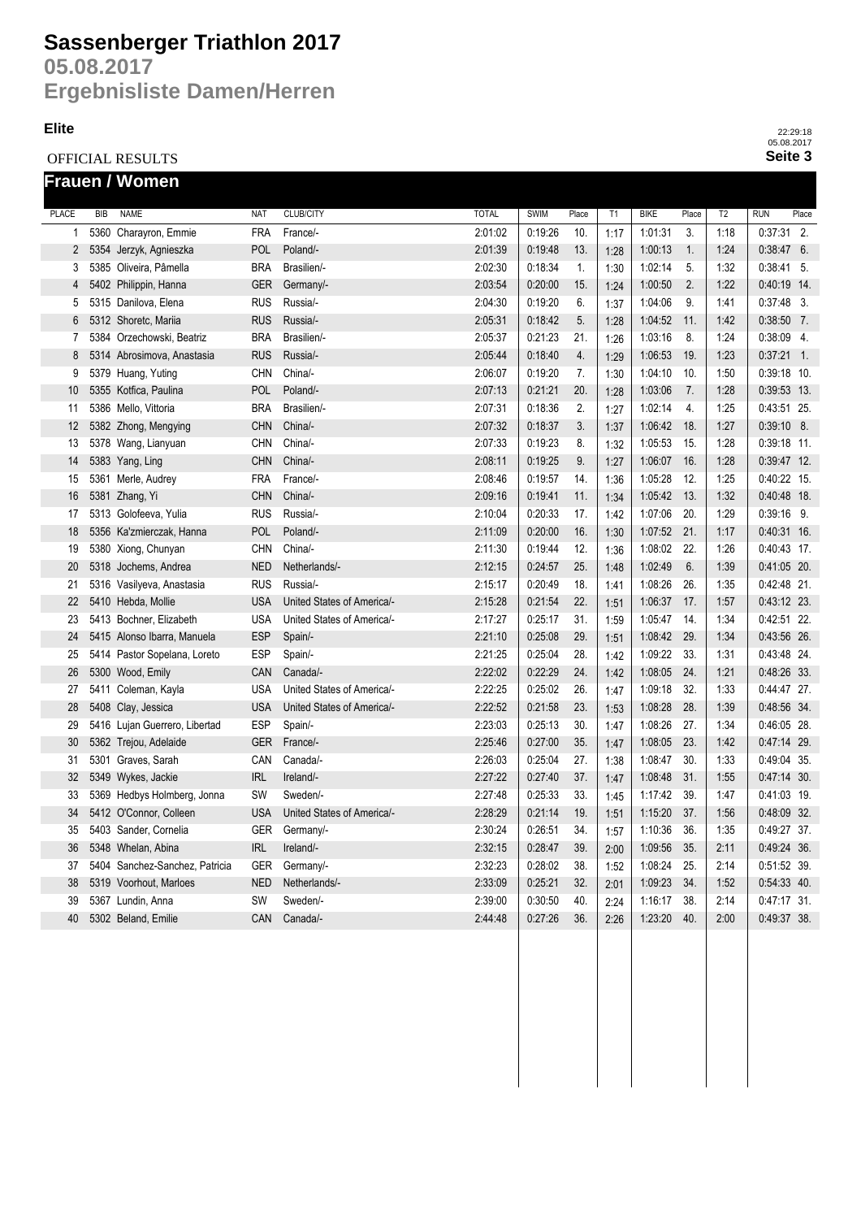# Sassenberger Triathlon 2017

## 05.08.2017

## Ergebnisliste Damen/Herren

**Elite**

OFFICIAL RESULTS

22:29:18
05.08.2017

## Frauen / Women

| PLACE | BIB | NAME | NAT | CLUB/CITY | TOTAL | SWIM | Place | T1 | BIKE | Place | T2 | RUN | Place |
|---|---|---|---|---|---|---|---|---|---|---|---|---|---|
| 1 | 5360 | Charayron, Emmie | FRA | France/- | 2:01:02 | 0:19:26 | 10. | 1:17 | 1:01:31 | 3. | 1:18 | 0:37:31 | 2. |
| 2 | 5354 | Jerzyk, Agnieszka | POL | Poland/- | 2:01:39 | 0:19:48 | 13. | 1:28 | 1:00:13 | 1. | 1:24 | 0:38:47 | 6. |
| 3 | 5385 | Oliveira, Pâmella | BRA | Brasilien/- | 2:02:30 | 0:18:34 | 1. | 1:30 | 1:02:14 | 5. | 1:32 | 0:38:41 | 5. |
| 4 | 5402 | Philippin, Hanna | GER | Germany/- | 2:03:54 | 0:20:00 | 15. | 1:24 | 1:00:50 | 2. | 1:22 | 0:40:19 | 14. |
| 5 | 5315 | Danilova, Elena | RUS | Russia/- | 2:04:30 | 0:19:20 | 6. | 1:37 | 1:04:06 | 9. | 1:41 | 0:37:48 | 3. |
| 6 | 5312 | Shoretc, Mariia | RUS | Russia/- | 2:05:31 | 0:18:42 | 5. | 1:28 | 1:04:52 | 11. | 1:42 | 0:38:50 | 7. |
| 7 | 5384 | Orzechowski, Beatriz | BRA | Brasilien/- | 2:05:37 | 0:21:23 | 21. | 1:26 | 1:03:16 | 8. | 1:24 | 0:38:09 | 4. |
| 8 | 5314 | Abrosimova, Anastasia | RUS | Russia/- | 2:05:44 | 0:18:40 | 4. | 1:29 | 1:06:53 | 19. | 1:23 | 0:37:21 | 1. |
| 9 | 5379 | Huang, Yuting | CHN | China/- | 2:06:07 | 0:19:20 | 7. | 1:30 | 1:04:10 | 10. | 1:50 | 0:39:18 | 10. |
| 10 | 5355 | Kotfica, Paulina | POL | Poland/- | 2:07:13 | 0:21:21 | 20. | 1:28 | 1:03:06 | 7. | 1:28 | 0:39:53 | 13. |
| 11 | 5386 | Mello, Vittoria | BRA | Brasilien/- | 2:07:31 | 0:18:36 | 2. | 1:27 | 1:02:14 | 4. | 1:25 | 0:43:51 | 25. |
| 12 | 5382 | Zhong, Mengying | CHN | China/- | 2:07:32 | 0:18:37 | 3. | 1:37 | 1:06:42 | 18. | 1:27 | 0:39:10 | 8. |
| 13 | 5378 | Wang, Lianyuan | CHN | China/- | 2:07:33 | 0:19:23 | 8. | 1:32 | 1:05:53 | 15. | 1:28 | 0:39:18 | 11. |
| 14 | 5383 | Yang, Ling | CHN | China/- | 2:08:11 | 0:19:25 | 9. | 1:27 | 1:06:07 | 16. | 1:28 | 0:39:47 | 12. |
| 15 | 5361 | Merle, Audrey | FRA | France/- | 2:08:46 | 0:19:57 | 14. | 1:36 | 1:05:28 | 12. | 1:25 | 0:40:22 | 15. |
| 16 | 5381 | Zhang, Yi | CHN | China/- | 2:09:16 | 0:19:41 | 11. | 1:34 | 1:05:42 | 13. | 1:32 | 0:40:48 | 18. |
| 17 | 5313 | Golofeeva, Yulia | RUS | Russia/- | 2:10:04 | 0:20:33 | 17. | 1:42 | 1:07:06 | 20. | 1:29 | 0:39:16 | 9. |
| 18 | 5356 | Ka'zmierczak, Hanna | POL | Poland/- | 2:11:09 | 0:20:00 | 16. | 1:30 | 1:07:52 | 21. | 1:17 | 0:40:31 | 16. |
| 19 | 5380 | Xiong, Chunyan | CHN | China/- | 2:11:30 | 0:19:44 | 12. | 1:36 | 1:08:02 | 22. | 1:26 | 0:40:43 | 17. |
| 20 | 5318 | Jochems, Andrea | NED | Netherlands/- | 2:12:15 | 0:24:57 | 25. | 1:48 | 1:02:49 | 6. | 1:39 | 0:41:05 | 20. |
| 21 | 5316 | Vasilyeva, Anastasia | RUS | Russia/- | 2:15:17 | 0:20:49 | 18. | 1:41 | 1:08:26 | 26. | 1:35 | 0:42:48 | 21. |
| 22 | 5410 | Hebda, Mollie | USA | United States of America/- | 2:15:28 | 0:21:54 | 22. | 1:51 | 1:06:37 | 17. | 1:57 | 0:43:12 | 23. |
| 23 | 5413 | Bochner, Elizabeth | USA | United States of America/- | 2:17:27 | 0:25:17 | 31. | 1:59 | 1:05:47 | 14. | 1:34 | 0:42:51 | 22. |
| 24 | 5415 | Alonso Ibarra, Manuela | ESP | Spain/- | 2:21:10 | 0:25:08 | 29. | 1:51 | 1:08:42 | 29. | 1:34 | 0:43:56 | 26. |
| 25 | 5414 | Pastor Sopelana, Loreto | ESP | Spain/- | 2:21:25 | 0:25:04 | 28. | 1:42 | 1:09:22 | 33. | 1:31 | 0:43:48 | 24. |
| 26 | 5300 | Wood, Emily | CAN | Canada/- | 2:22:02 | 0:22:29 | 24. | 1:42 | 1:08:05 | 24. | 1:21 | 0:48:26 | 33. |
| 27 | 5411 | Coleman, Kayla | USA | United States of America/- | 2:22:25 | 0:25:02 | 26. | 1:47 | 1:09:18 | 32. | 1:33 | 0:44:47 | 27. |
| 28 | 5408 | Clay, Jessica | USA | United States of America/- | 2:22:52 | 0:21:58 | 23. | 1:53 | 1:08:28 | 28. | 1:39 | 0:48:56 | 34. |
| 29 | 5416 | Lujan Guerrero, Libertad | ESP | Spain/- | 2:23:03 | 0:25:13 | 30. | 1:47 | 1:08:26 | 27. | 1:34 | 0:46:05 | 28. |
| 30 | 5362 | Trejou, Adelaide | GER | France/- | 2:25:46 | 0:27:00 | 35. | 1:47 | 1:08:05 | 23. | 1:42 | 0:47:14 | 29. |
| 31 | 5301 | Graves, Sarah | CAN | Canada/- | 2:26:03 | 0:25:04 | 27. | 1:38 | 1:08:47 | 30. | 1:33 | 0:49:04 | 35. |
| 32 | 5349 | Wykes, Jackie | IRL | Ireland/- | 2:27:22 | 0:27:40 | 37. | 1:47 | 1:08:48 | 31. | 1:55 | 0:47:14 | 30. |
| 33 | 5369 | Hedbys Holmberg, Jonna | SW | Sweden/- | 2:27:48 | 0:25:33 | 33. | 1:45 | 1:17:42 | 39. | 1:47 | 0:41:03 | 19. |
| 34 | 5412 | O'Connor, Colleen | USA | United States of America/- | 2:28:29 | 0:21:14 | 19. | 1:51 | 1:15:20 | 37. | 1:56 | 0:48:09 | 32. |
| 35 | 5403 | Sander, Cornelia | GER | Germany/- | 2:30:24 | 0:26:51 | 34. | 1:57 | 1:10:36 | 36. | 1:35 | 0:49:27 | 37. |
| 36 | 5348 | Whelan, Abina | IRL | Ireland/- | 2:32:15 | 0:28:47 | 39. | 2:00 | 1:09:56 | 35. | 2:11 | 0:49:24 | 36. |
| 37 | 5404 | Sanchez-Sanchez, Patricia | GER | Germany/- | 2:32:23 | 0:28:02 | 38. | 1:52 | 1:08:24 | 25. | 2:14 | 0:51:52 | 39. |
| 38 | 5319 | Voorhout, Marloes | NED | Netherlands/- | 2:33:09 | 0:25:21 | 32. | 2:01 | 1:09:23 | 34. | 1:52 | 0:54:33 | 40. |
| 39 | 5367 | Lundin, Anna | SW | Sweden/- | 2:39:00 | 0:30:50 | 40. | 2:24 | 1:16:17 | 38. | 2:14 | 0:47:17 | 31. |
| 40 | 5302 | Beland, Emilie | CAN | Canada/- | 2:44:48 | 0:27:26 | 36. | 2:26 | 1:23:20 | 40. | 2:00 | 0:49:37 | 38. |